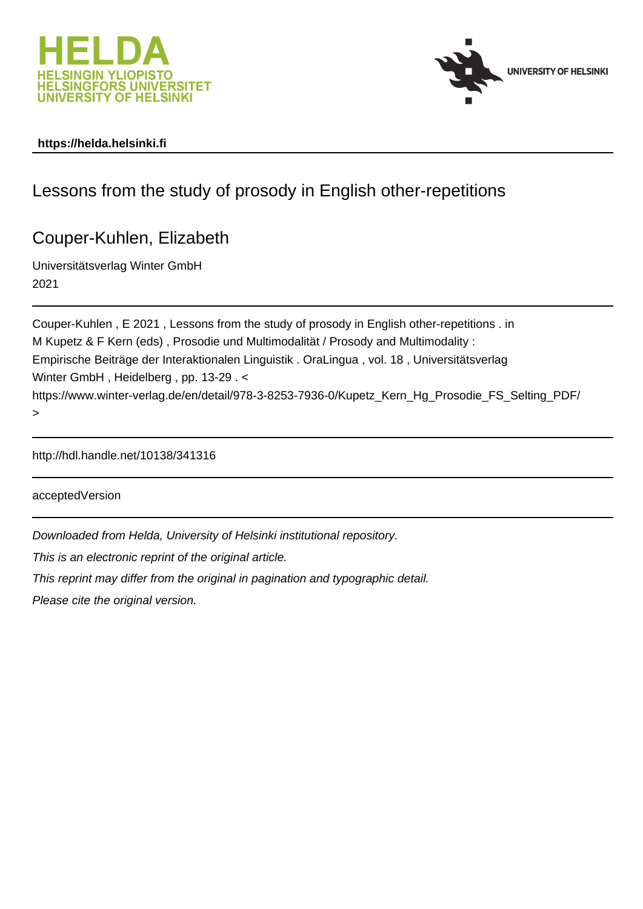HELDA
HELSINGIN YLIOPISTO
HELSINGFORS UNIVERSITET
UNIVERSITY OF HELSINKI

UNIVERSITY OF HELSINKI

**https://helda.helsinki.fi**

# Lessons from the study of prosody in English other-repetitions

## Couper-Kuhlen, Elizabeth

Universitätsverlag Winter GmbH
2021

Couper-Kuhlen , E 2021 , Lessons from the study of prosody in English other-repetitions . in M Kupetz & F Kern (eds) , Prosodie und Multimodalität / Prosody and Multimodality : Empirische Beiträge der Interaktionalen Linguistik . OraLingua , vol. 18 , Universitätsverlag Winter GmbH , Heidelberg , pp. 13-29 . < https://www.winter-verlag.de/en/detail/978-3-8253-7936-0/Kupetz_Kern_Hg_Prosodie_FS_Selting_PDF/ >

http://hdl.handle.net/10138/341316

acceptedVersion

*Downloaded from Helda, University of Helsinki institutional repository.*

*This is an electronic reprint of the original article.*

*This reprint may differ from the original in pagination and typographic detail.*

*Please cite the original version.*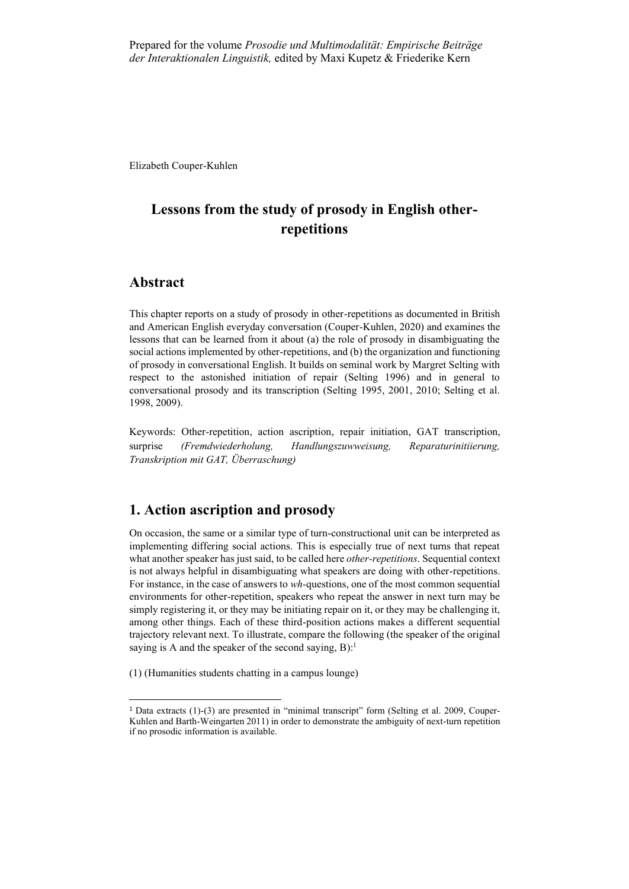Prepared for the volume *Prosodie und Multimodalität: Empirische Beiträge der Interaktionalen Linguistik,* edited by Maxi Kupetz & Friederike Kern

Elizabeth Couper-Kuhlen

# Lessons from the study of prosody in English other-repetitions

## Abstract

This chapter reports on a study of prosody in other-repetitions as documented in British and American English everyday conversation (Couper-Kuhlen, 2020) and examines the lessons that can be learned from it about (a) the role of prosody in disambiguating the social actions implemented by other-repetitions, and (b) the organization and functioning of prosody in conversational English. It builds on seminal work by Margret Selting with respect to the astonished initiation of repair (Selting 1996) and in general to conversational prosody and its transcription (Selting 1995, 2001, 2010; Selting et al. 1998, 2009).

Keywords: Other-repetition, action ascription, repair initiation, GAT transcription, surprise *(Fremdwiederholung, Handlungszuwweisung, Reparaturinitiierung, Transkription mit GAT, Überraschung)*

## 1. Action ascription and prosody

On occasion, the same or a similar type of turn-constructional unit can be interpreted as implementing differing social actions. This is especially true of next turns that repeat what another speaker has just said, to be called here *other-repetitions*. Sequential context is not always helpful in disambiguating what speakers are doing with other-repetitions. For instance, in the case of answers to *wh*-questions, one of the most common sequential environments for other-repetition, speakers who repeat the answer in next turn may be simply registering it, or they may be initiating repair on it, or they may be challenging it, among other things. Each of these third-position actions makes a different sequential trajectory relevant next. To illustrate, compare the following (the speaker of the original saying is A and the speaker of the second saying, B):[1]

(1) (Humanities students chatting in a campus lounge)

[1] Data extracts (1)-(3) are presented in "minimal transcript" form (Selting et al. 2009, Couper-Kuhlen and Barth-Weingarten 2011) in order to demonstrate the ambiguity of next-turn repetition if no prosodic information is available.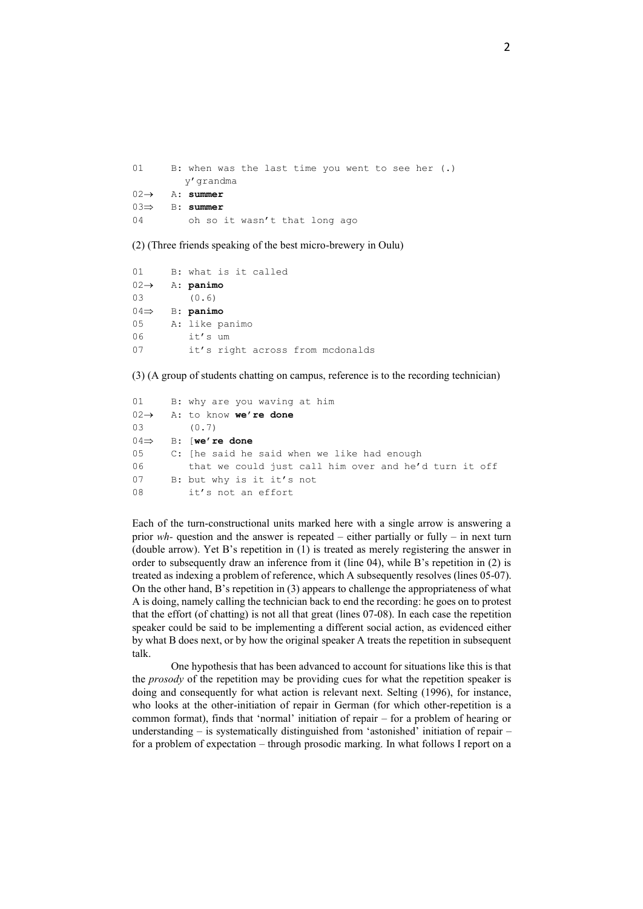```
01     B: when was the last time you went to see her (.)
          y'grandma
02→    A: summer
03⇒    B: summer
04        oh so it wasn't that long ago
```

(2) (Three friends speaking of the best micro-brewery in Oulu)

```
01     B: what is it called
02→    A: panimo
03        (0.6)
04⇒    B: panimo
05     A: like panimo
06        it's um
07        it's right across from mcdonalds
```

(3) (A group of students chatting on campus, reference is to the recording technician)

```
01     B: why are you waving at him
02→    A: to know we're done
03        (0.7)
04⇒    B: [we're done
05     C: [he said he said when we like had enough
06        that we could just call him over and he'd turn it off
07     B: but why is it it's not
08        it's not an effort
```

Each of the turn-constructional units marked here with a single arrow is answering a prior *wh-* question and the answer is repeated – either partially or fully – in next turn (double arrow). Yet B's repetition in (1) is treated as merely registering the answer in order to subsequently draw an inference from it (line 04), while B's repetition in (2) is treated as indexing a problem of reference, which A subsequently resolves (lines 05-07). On the other hand, B's repetition in (3) appears to challenge the appropriateness of what A is doing, namely calling the technician back to end the recording: he goes on to protest that the effort (of chatting) is not all that great (lines 07-08). In each case the repetition speaker could be said to be implementing a different social action, as evidenced either by what B does next, or by how the original speaker A treats the repetition in subsequent talk.

One hypothesis that has been advanced to account for situations like this is that the *prosody* of the repetition may be providing cues for what the repetition speaker is doing and consequently for what action is relevant next. Selting (1996), for instance, who looks at the other-initiation of repair in German (for which other-repetition is a common format), finds that 'normal' initiation of repair – for a problem of hearing or understanding – is systematically distinguished from 'astonished' initiation of repair – for a problem of expectation – through prosodic marking. In what follows I report on a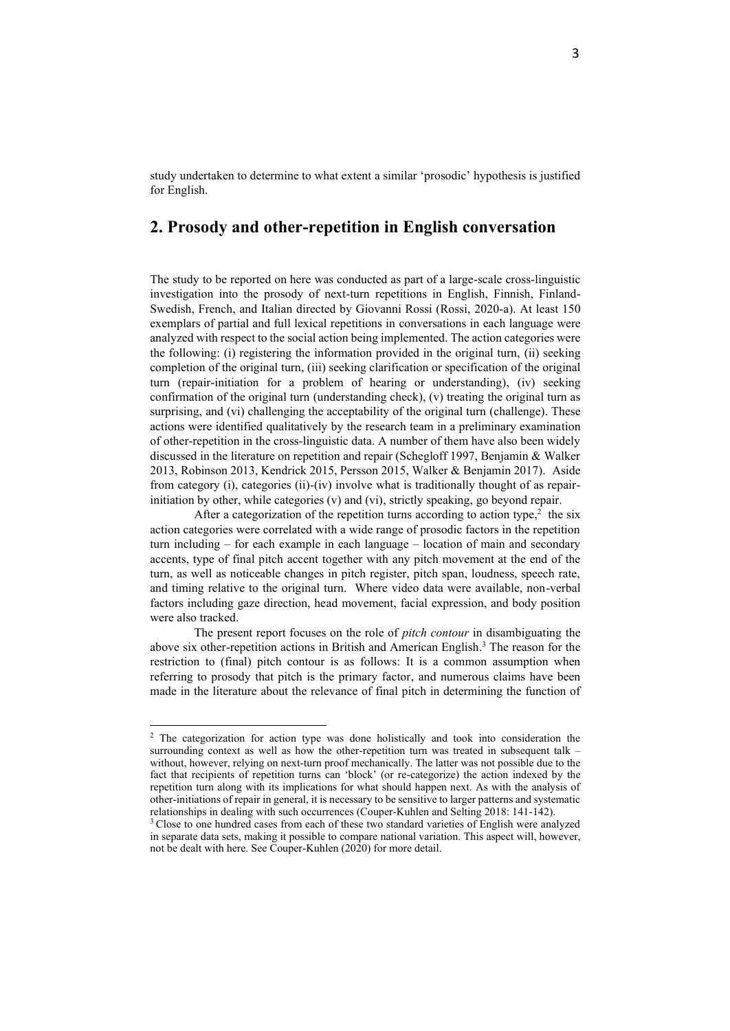study undertaken to determine to what extent a similar 'prosodic' hypothesis is justified for English.

## 2. Prosody and other-repetition in English conversation

The study to be reported on here was conducted as part of a large-scale cross-linguistic investigation into the prosody of next-turn repetitions in English, Finnish, Finland-Swedish, French, and Italian directed by Giovanni Rossi (Rossi, 2020-a). At least 150 exemplars of partial and full lexical repetitions in conversations in each language were analyzed with respect to the social action being implemented. The action categories were the following: (i) registering the information provided in the original turn, (ii) seeking completion of the original turn, (iii) seeking clarification or specification of the original turn (repair-initiation for a problem of hearing or understanding), (iv) seeking confirmation of the original turn (understanding check), (v) treating the original turn as surprising, and (vi) challenging the acceptability of the original turn (challenge). These actions were identified qualitatively by the research team in a preliminary examination of other-repetition in the cross-linguistic data. A number of them have also been widely discussed in the literature on repetition and repair (Schegloff 1997, Benjamin & Walker 2013, Robinson 2013, Kendrick 2015, Persson 2015, Walker & Benjamin 2017). Aside from category (i), categories (ii)-(iv) involve what is traditionally thought of as repair-initiation by other, while categories (v) and (vi), strictly speaking, go beyond repair.

After a categorization of the repetition turns according to action type,[2] the six action categories were correlated with a wide range of prosodic factors in the repetition turn including – for each example in each language – location of main and secondary accents, type of final pitch accent together with any pitch movement at the end of the turn, as well as noticeable changes in pitch register, pitch span, loudness, speech rate, and timing relative to the original turn. Where video data were available, non-verbal factors including gaze direction, head movement, facial expression, and body position were also tracked.

The present report focuses on the role of *pitch contour* in disambiguating the above six other-repetition actions in British and American English.[3] The reason for the restriction to (final) pitch contour is as follows: It is a common assumption when referring to prosody that pitch is the primary factor, and numerous claims have been made in the literature about the relevance of final pitch in determining the function of

[2] The categorization for action type was done holistically and took into consideration the surrounding context as well as how the other-repetition turn was treated in subsequent talk – without, however, relying on next-turn proof mechanically. The latter was not possible due to the fact that recipients of repetition turns can 'block' (or re-categorize) the action indexed by the repetition turn along with its implications for what should happen next. As with the analysis of other-initiations of repair in general, it is necessary to be sensitive to larger patterns and systematic relationships in dealing with such occurrences (Couper-Kuhlen and Selting 2018: 141-142).

[3] Close to one hundred cases from each of these two standard varieties of English were analyzed in separate data sets, making it possible to compare national variation. This aspect will, however, not be dealt with here. See Couper-Kuhlen (2020) for more detail.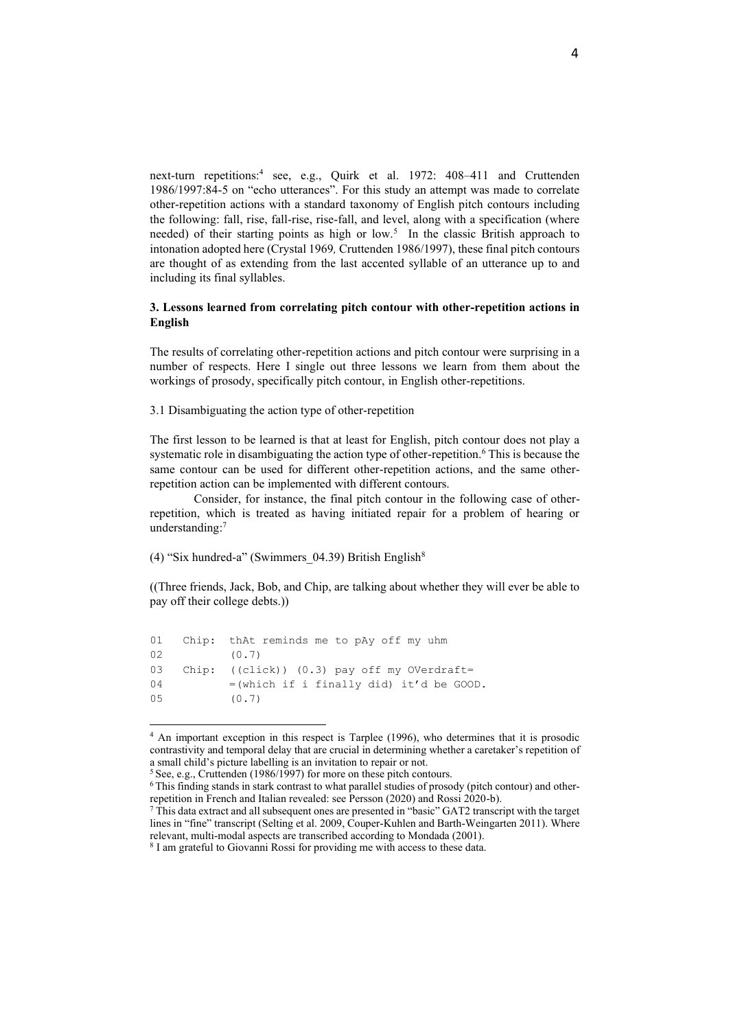next-turn repetitions:[4] see, e.g., Quirk et al. 1972: 408–411 and Cruttenden 1986/1997:84-5 on "echo utterances". For this study an attempt was made to correlate other-repetition actions with a standard taxonomy of English pitch contours including the following: fall, rise, fall-rise, rise-fall, and level, along with a specification (where needed) of their starting points as high or low.[5] In the classic British approach to intonation adopted here (Crystal 1969, Cruttenden 1986/1997), these final pitch contours are thought of as extending from the last accented syllable of an utterance up to and including its final syllables.

### 3. Lessons learned from correlating pitch contour with other-repetition actions in English

The results of correlating other-repetition actions and pitch contour were surprising in a number of respects. Here I single out three lessons we learn from them about the workings of prosody, specifically pitch contour, in English other-repetitions.

#### 3.1 Disambiguating the action type of other-repetition

The first lesson to be learned is that at least for English, pitch contour does not play a systematic role in disambiguating the action type of other-repetition.[6] This is because the same contour can be used for different other-repetition actions, and the same other-repetition action can be implemented with different contours.

Consider, for instance, the final pitch contour in the following case of other-repetition, which is treated as having initiated repair for a problem of hearing or understanding:[7]

(4) "Six hundred-a" (Swimmers_04.39) British English[8]

((Three friends, Jack, Bob, and Chip, are talking about whether they will ever be able to pay off their college debts.))

```
01   Chip:  thAt reminds me to pAy off my uhm
02          (0.7)
03   Chip:  ((click)) (0.3) pay off my OVerdraft=
04          =(which if i finally did) it'd be GOOD.
05          (0.7)
```

---

[4] An important exception in this respect is Tarplee (1996), who determines that it is prosodic contrastivity and temporal delay that are crucial in determining whether a caretaker's repetition of a small child's picture labelling is an invitation to repair or not.

[5] See, e.g., Cruttenden (1986/1997) for more on these pitch contours.

[6] This finding stands in stark contrast to what parallel studies of prosody (pitch contour) and other-repetition in French and Italian revealed: see Persson (2020) and Rossi 2020-b).

[7] This data extract and all subsequent ones are presented in "basic" GAT2 transcript with the target lines in "fine" transcript (Selting et al. 2009, Couper-Kuhlen and Barth-Weingarten 2011). Where relevant, multi-modal aspects are transcribed according to Mondada (2001).

[8] I am grateful to Giovanni Rossi for providing me with access to these data.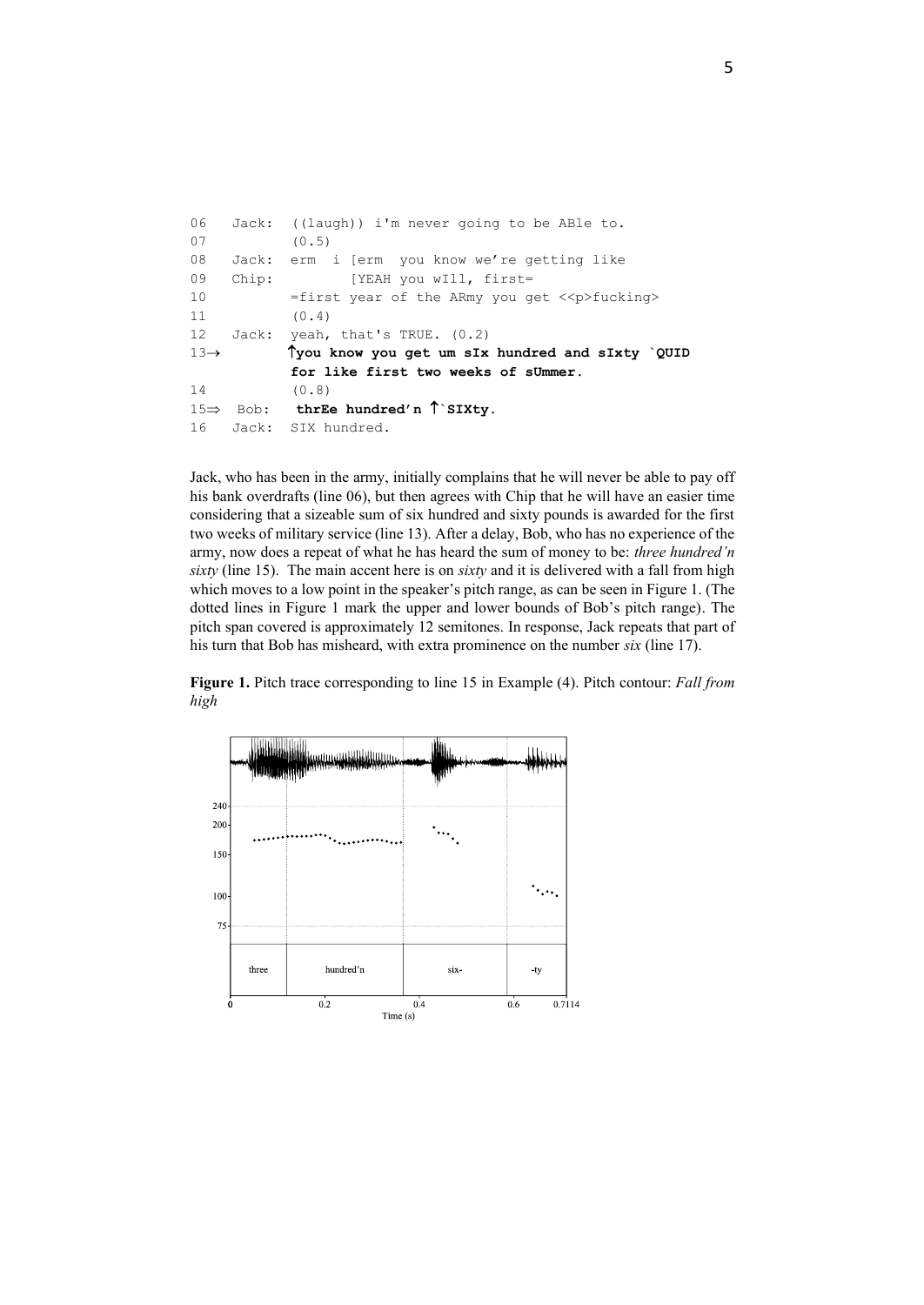```
06   Jack:  ((laugh)) i'm never going to be ABle to.
07          (0.5)
08   Jack:  erm  i [erm  you know we're getting like
09   Chip:         [YEAH you wIll, first=
10          =first year of the ARmy you get <<p>fucking>
11          (0.4)
12   Jack:  yeah, that's TRUE. (0.2)
13→         ↑you know you get um sIx hundred and sIxty `QUID
            for like first two weeks of sUmmer.
14          (0.8)
15⇒  Bob:   thrEe hundred'n ↑`SIXty.
16   Jack:  SIX hundred.
```

Jack, who has been in the army, initially complains that he will never be able to pay off his bank overdrafts (line 06), but then agrees with Chip that he will have an easier time considering that a sizeable sum of six hundred and sixty pounds is awarded for the first two weeks of military service (line 13). After a delay, Bob, who has no experience of the army, now does a repeat of what he has heard the sum of money to be: *three hundred'n sixty* (line 15). The main accent here is on *sixty* and it is delivered with a fall from high which moves to a low point in the speaker's pitch range, as can be seen in Figure 1. (The dotted lines in Figure 1 mark the upper and lower bounds of Bob's pitch range). The pitch span covered is approximately 12 semitones. In response, Jack repeats that part of his turn that Bob has misheard, with extra prominence on the number *six* (line 17).

**Figure 1.** Pitch trace corresponding to line 15 in Example (4). Pitch contour: *Fall from high*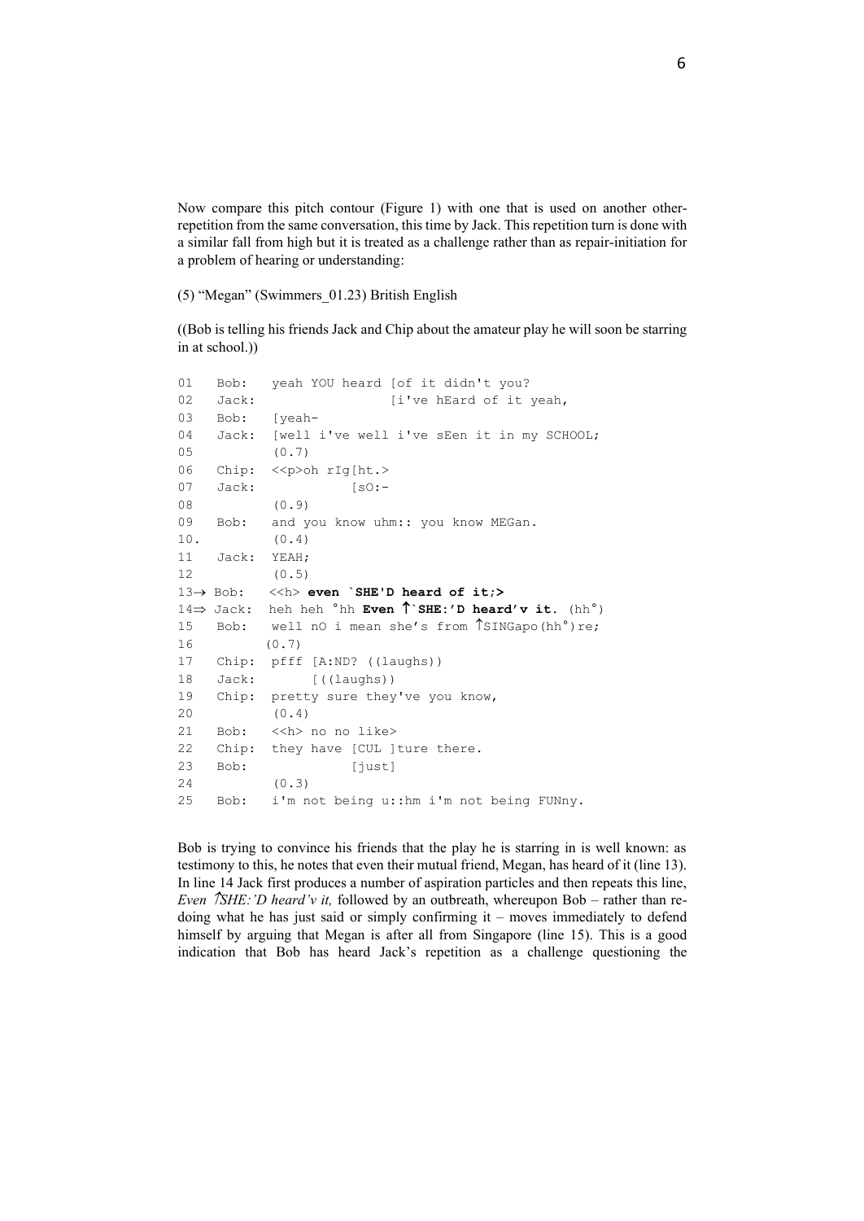Now compare this pitch contour (Figure 1) with one that is used on another other-repetition from the same conversation, this time by Jack. This repetition turn is done with a similar fall from high but it is treated as a challenge rather than as repair-initiation for a problem of hearing or understanding:

(5) "Megan" (Swimmers_01.23) British English

((Bob is telling his friends Jack and Chip about the amateur play he will soon be starring in at school.))

```
01   Bob:   yeah YOU heard [of it didn't you?
02   Jack:                  [i've hEard of it yeah,
03   Bob:   [yeah-
04   Jack:  [well i've well i've sEen it in my SCHOOL;
05          (0.7)
06   Chip:  <<p>oh rIg[ht.>
07   Jack:            [sO:-
08          (0.9)
09   Bob:   and you know uhm:: you know MEGan.
10.         (0.4)
11   Jack:  YEAH;
12          (0.5)
13→ Bob:   <<h> even `SHE'D heard of it;>
14⇒ Jack:  heh heh °hh Even ↑`SHE:'D heard'v it. (hh°)
15   Bob:   well nO i mean she's from ↑SINGapo(hh°)re;
16         (0.7)
17   Chip:  pfff [A:ND? ((laughs))
18   Jack:       [((laughs))
19   Chip:  pretty sure they've you know,
20          (0.4)
21   Bob:   <<h> no no like>
22   Chip:  they have [CUL ]ture there.
23   Bob:             [just]
24          (0.3)
25   Bob:   i'm not being u::hm i'm not being FUNny.
```

Bob is trying to convince his friends that the play he is starring in is well known: as testimony to this, he notes that even their mutual friend, Megan, has heard of it (line 13). In line 14 Jack first produces a number of aspiration particles and then repeats this line, *Even ↑SHE:'D heard'v it,* followed by an outbreath, whereupon Bob – rather than re-doing what he has just said or simply confirming it – moves immediately to defend himself by arguing that Megan is after all from Singapore (line 15). This is a good indication that Bob has heard Jack's repetition as a challenge questioning the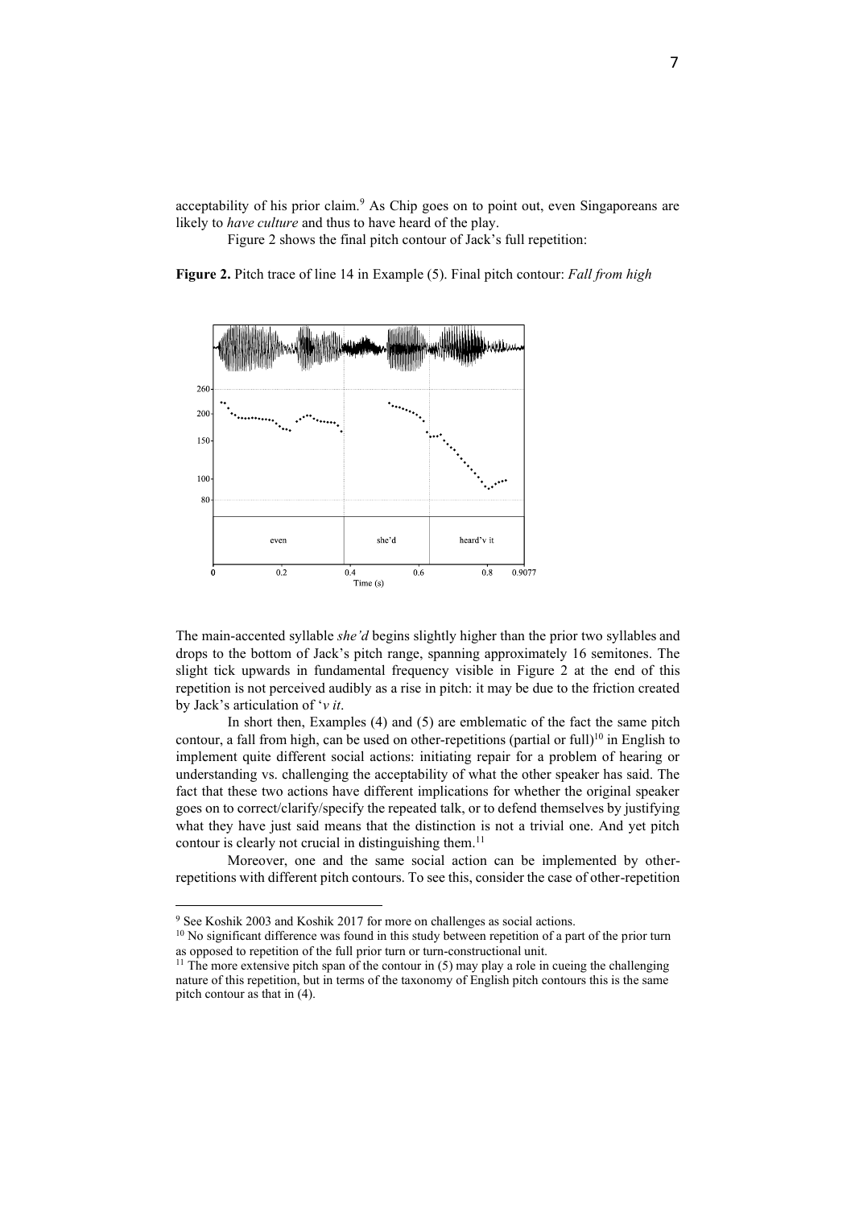acceptability of his prior claim.[9] As Chip goes on to point out, even Singaporeans are likely to *have culture* and thus to have heard of the play.

Figure 2 shows the final pitch contour of Jack's full repetition:

**Figure 2.** Pitch trace of line 14 in Example (5). Final pitch contour: *Fall from high*

The main-accented syllable *she'd* begins slightly higher than the prior two syllables and drops to the bottom of Jack's pitch range, spanning approximately 16 semitones. The slight tick upwards in fundamental frequency visible in Figure 2 at the end of this repetition is not perceived audibly as a rise in pitch: it may be due to the friction created by Jack's articulation of '*v it*.

In short then, Examples (4) and (5) are emblematic of the fact the same pitch contour, a fall from high, can be used on other-repetitions (partial or full)[10] in English to implement quite different social actions: initiating repair for a problem of hearing or understanding vs. challenging the acceptability of what the other speaker has said. The fact that these two actions have different implications for whether the original speaker goes on to correct/clarify/specify the repeated talk, or to defend themselves by justifying what they have just said means that the distinction is not a trivial one. And yet pitch contour is clearly not crucial in distinguishing them.[11]

Moreover, one and the same social action can be implemented by other-repetitions with different pitch contours. To see this, consider the case of other-repetition

---

[9] See Koshik 2003 and Koshik 2017 for more on challenges as social actions.

[10] No significant difference was found in this study between repetition of a part of the prior turn as opposed to repetition of the full prior turn or turn-constructional unit.

[11] The more extensive pitch span of the contour in (5) may play a role in cueing the challenging nature of this repetition, but in terms of the taxonomy of English pitch contours this is the same pitch contour as that in (4).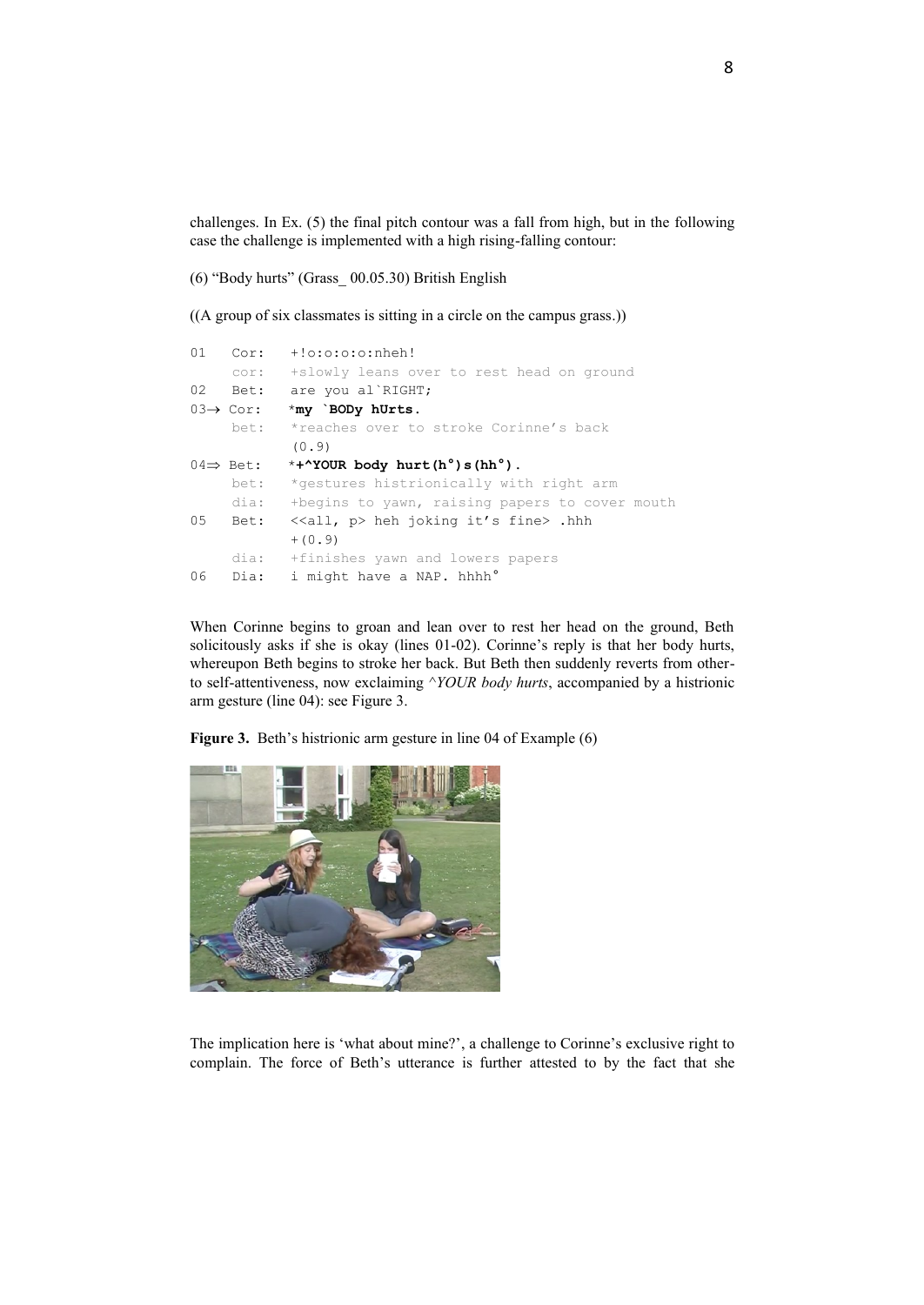challenges. In Ex. (5) the final pitch contour was a fall from high, but in the following case the challenge is implemented with a high rising-falling contour:

(6) “Body hurts” (Grass_ 00.05.30) British English

((A group of six classmates is sitting in a circle on the campus grass.))

```
01   Cor:   +!o:o:o:o:nheh!
     cor:   +slowly leans over to rest head on ground
02   Bet:   are you al`RIGHT;
03→  Cor:   *my `BODy hUrts.
     bet:   *reaches over to stroke Corinne’s back
            (0.9)
04⇒  Bet:   *+^YOUR body hurt(h°)s(hh°).
     bet:   *gestures histrionically with right arm
     dia:   +begins to yawn, raising papers to cover mouth
05   Bet:   <<all, p> heh joking it’s fine> .hhh
            +(0.9)
     dia:   +finishes yawn and lowers papers
06   Dia:   i might have a NAP. hhhh°
```

When Corinne begins to groan and lean over to rest her head on the ground, Beth solicitously asks if she is okay (lines 01-02). Corinne’s reply is that her body hurts, whereupon Beth begins to stroke her back. But Beth then suddenly reverts from other- to self-attentiveness, now exclaiming *^YOUR body hurts*, accompanied by a histrionic arm gesture (line 04): see Figure 3.

**Figure 3.** Beth’s histrionic arm gesture in line 04 of Example (6)

The implication here is ‘what about mine?’, a challenge to Corinne’s exclusive right to complain. The force of Beth’s utterance is further attested to by the fact that she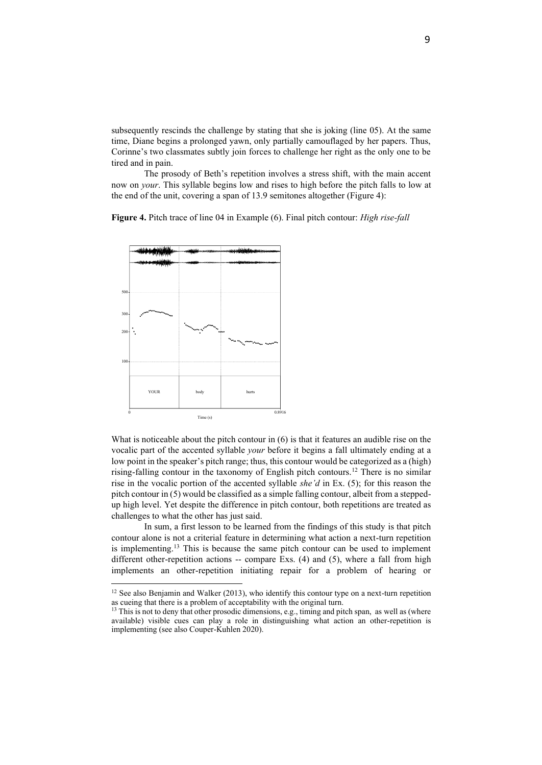subsequently rescinds the challenge by stating that she is joking (line 05). At the same time, Diane begins a prolonged yawn, only partially camouflaged by her papers. Thus, Corinne's two classmates subtly join forces to challenge her right as the only one to be tired and in pain.

The prosody of Beth's repetition involves a stress shift, with the main accent now on *your*. This syllable begins low and rises to high before the pitch falls to low at the end of the unit, covering a span of 13.9 semitones altogether (Figure 4):

**Figure 4.** Pitch trace of line 04 in Example (6). Final pitch contour: *High rise-fall*

What is noticeable about the pitch contour in (6) is that it features an audible rise on the vocalic part of the accented syllable *your* before it begins a fall ultimately ending at a low point in the speaker's pitch range; thus, this contour would be categorized as a (high) rising-falling contour in the taxonomy of English pitch contours.[12] There is no similar rise in the vocalic portion of the accented syllable *she'd* in Ex. (5); for this reason the pitch contour in (5) would be classified as a simple falling contour, albeit from a stepped-up high level. Yet despite the difference in pitch contour, both repetitions are treated as challenges to what the other has just said.

In sum, a first lesson to be learned from the findings of this study is that pitch contour alone is not a criterial feature in determining what action a next-turn repetition is implementing.[13] This is because the same pitch contour can be used to implement different other-repetition actions -- compare Exs. (4) and (5), where a fall from high implements an other-repetition initiating repair for a problem of hearing or

[12] See also Benjamin and Walker (2013), who identify this contour type on a next-turn repetition as cueing that there is a problem of acceptability with the original turn.

[13] This is not to deny that other prosodic dimensions, e.g., timing and pitch span, as well as (where available) visible cues can play a role in distinguishing what action an other-repetition is implementing (see also Couper-Kuhlen 2020).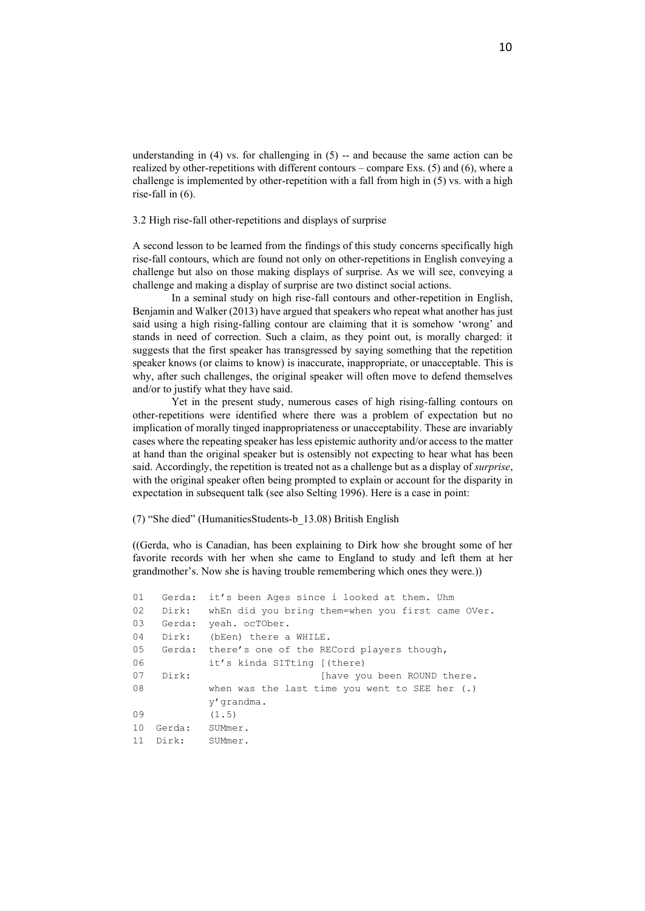understanding in (4) vs. for challenging in (5) -- and because the same action can be realized by other-repetitions with different contours – compare Exs. (5) and (6), where a challenge is implemented by other-repetition with a fall from high in (5) vs. with a high rise-fall in (6).

### 3.2 High rise-fall other-repetitions and displays of surprise

A second lesson to be learned from the findings of this study concerns specifically high rise-fall contours, which are found not only on other-repetitions in English conveying a challenge but also on those making displays of surprise. As we will see, conveying a challenge and making a display of surprise are two distinct social actions.

In a seminal study on high rise-fall contours and other-repetition in English, Benjamin and Walker (2013) have argued that speakers who repeat what another has just said using a high rising-falling contour are claiming that it is somehow 'wrong' and stands in need of correction. Such a claim, as they point out, is morally charged: it suggests that the first speaker has transgressed by saying something that the repetition speaker knows (or claims to know) is inaccurate, inappropriate, or unacceptable. This is why, after such challenges, the original speaker will often move to defend themselves and/or to justify what they have said.

Yet in the present study, numerous cases of high rising-falling contours on other-repetitions were identified where there was a problem of expectation but no implication of morally tinged inappropriateness or unacceptability. These are invariably cases where the repeating speaker has less epistemic authority and/or access to the matter at hand than the original speaker but is ostensibly not expecting to hear what has been said. Accordingly, the repetition is treated not as a challenge but as a display of *surprise*, with the original speaker often being prompted to explain or account for the disparity in expectation in subsequent talk (see also Selting 1996). Here is a case in point:

(7) "She died" (HumanitiesStudents-b_13.08) British English

((Gerda, who is Canadian, has been explaining to Dirk how she brought some of her favorite records with her when she came to England to study and left them at her grandmother's. Now she is having trouble remembering which ones they were.))

```
01   Gerda:  it's been Ages since i looked at them. Uhm
02   Dirk:   whEn did you bring them=when you first came OVer.
03   Gerda:  yeah. ocTOber.
04   Dirk:   (bEen) there a WHILE.
05   Gerda:  there's one of the RECord players though,
06           it's kinda SITting [(there)
07   Dirk:                      [have you been ROUND there.
08           when was the last time you went to SEE her (.)
             y'grandma.
09           (1.5)
10  Gerda:   SUMmer.
11  Dirk:    SUMmer.
```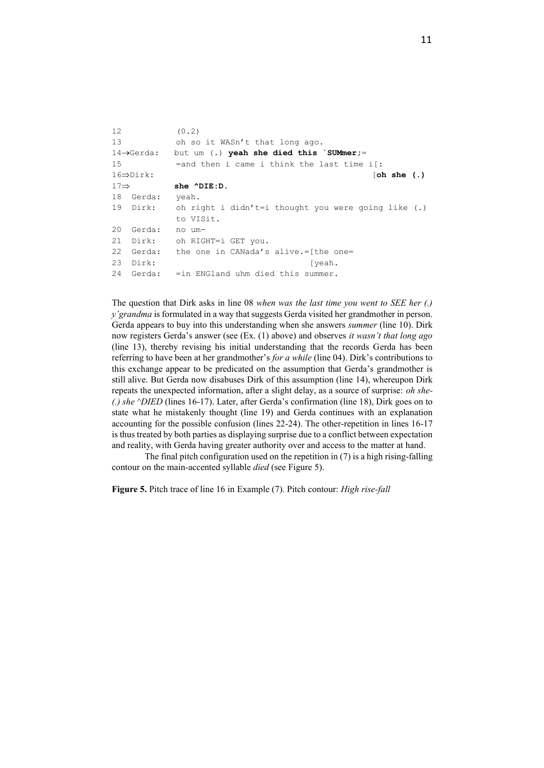```
12           (0.2)
13           oh so it WASn't that long ago.
14→Gerda:   but um (.) yeah she died this `SUMmer;=
15           =and then i came i think the last time i[:
16⇒Dirk:                                             [oh she (.)
17⇒          she ^DIE:D.
18  Gerda:   yeah.
19  Dirk:    oh right i didn't=i thought you were going like (.)
             to VISit.
20  Gerda:   no um-
21  Dirk:    oh RIGHT=i GET you.
22  Gerda:   the one in CANada's alive.=[the one=
23  Dirk:                               [yeah.
24  Gerda:   =in ENGland uhm died this summer.
```

The question that Dirk asks in line 08 *when was the last time you went to SEE her (.) y'grandma* is formulated in a way that suggests Gerda visited her grandmother in person. Gerda appears to buy into this understanding when she answers *summer* (line 10). Dirk now registers Gerda's answer (see (Ex. (1) above) and observes *it wasn't that long ago* (line 13), thereby revising his initial understanding that the records Gerda has been referring to have been at her grandmother's *for a while* (line 04). Dirk's contributions to this exchange appear to be predicated on the assumption that Gerda's grandmother is still alive. But Gerda now disabuses Dirk of this assumption (line 14), whereupon Dirk repeats the unexpected information, after a slight delay, as a source of surprise: *oh she- (.) she ^DIED* (lines 16-17). Later, after Gerda's confirmation (line 18), Dirk goes on to state what he mistakenly thought (line 19) and Gerda continues with an explanation accounting for the possible confusion (lines 22-24). The other-repetition in lines 16-17 is thus treated by both parties as displaying surprise due to a conflict between expectation and reality, with Gerda having greater authority over and access to the matter at hand.

The final pitch configuration used on the repetition in (7) is a high rising-falling contour on the main-accented syllable *died* (see Figure 5).

**Figure 5.** Pitch trace of line 16 in Example (7). Pitch contour: *High rise-fall*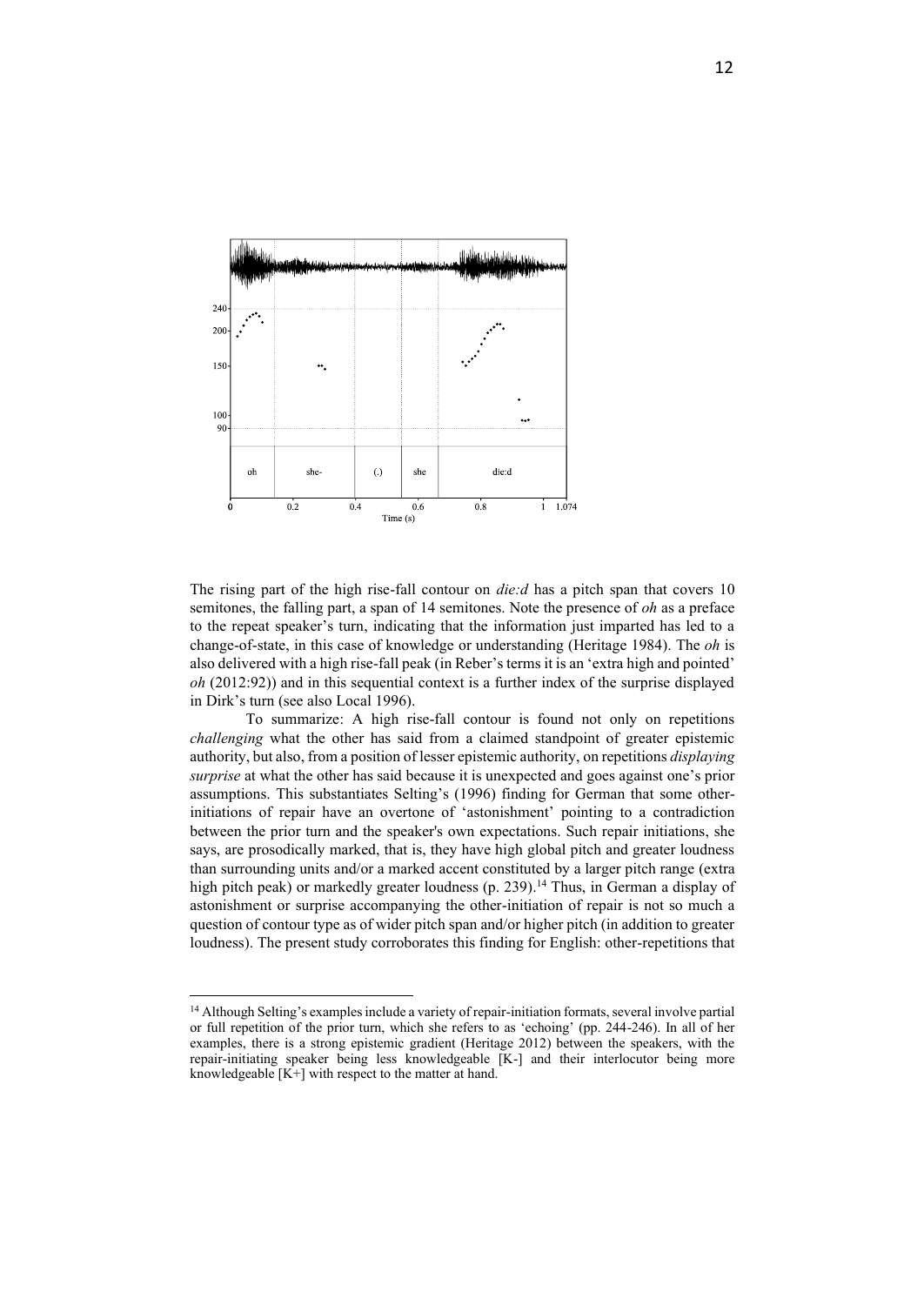The rising part of the high rise-fall contour on *die:d* has a pitch span that covers 10 semitones, the falling part, a span of 14 semitones. Note the presence of *oh* as a preface to the repeat speaker's turn, indicating that the information just imparted has led to a change-of-state, in this case of knowledge or understanding (Heritage 1984). The *oh* is also delivered with a high rise-fall peak (in Reber's terms it is an 'extra high and pointed' *oh* (2012:92)) and in this sequential context is a further index of the surprise displayed in Dirk's turn (see also Local 1996).

To summarize: A high rise-fall contour is found not only on repetitions *challenging* what the other has said from a claimed standpoint of greater epistemic authority, but also, from a position of lesser epistemic authority, on repetitions *displaying surprise* at what the other has said because it is unexpected and goes against one's prior assumptions. This substantiates Selting's (1996) finding for German that some other-initiations of repair have an overtone of 'astonishment' pointing to a contradiction between the prior turn and the speaker's own expectations. Such repair initiations, she says, are prosodically marked, that is, they have high global pitch and greater loudness than surrounding units and/or a marked accent constituted by a larger pitch range (extra high pitch peak) or markedly greater loudness (p. 239).[14] Thus, in German a display of astonishment or surprise accompanying the other-initiation of repair is not so much a question of contour type as of wider pitch span and/or higher pitch (in addition to greater loudness). The present study corroborates this finding for English: other-repetitions that

[14] Although Selting's examples include a variety of repair-initiation formats, several involve partial or full repetition of the prior turn, which she refers to as 'echoing' (pp. 244-246). In all of her examples, there is a strong epistemic gradient (Heritage 2012) between the speakers, with the repair-initiating speaker being less knowledgeable [K-] and their interlocutor being more knowledgeable [K+] with respect to the matter at hand.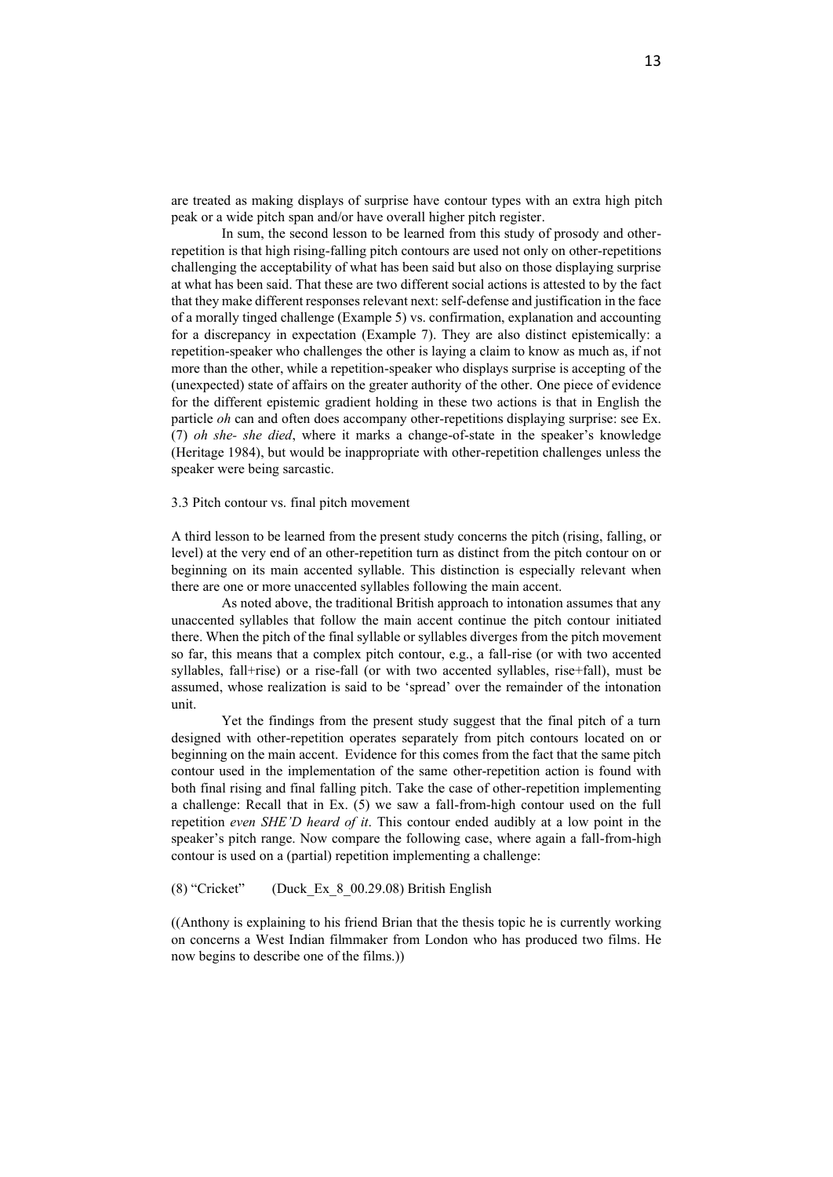are treated as making displays of surprise have contour types with an extra high pitch peak or a wide pitch span and/or have overall higher pitch register.

In sum, the second lesson to be learned from this study of prosody and other-repetition is that high rising-falling pitch contours are used not only on other-repetitions challenging the acceptability of what has been said but also on those displaying surprise at what has been said. That these are two different social actions is attested to by the fact that they make different responses relevant next: self-defense and justification in the face of a morally tinged challenge (Example 5) vs. confirmation, explanation and accounting for a discrepancy in expectation (Example 7). They are also distinct epistemically: a repetition-speaker who challenges the other is laying a claim to know as much as, if not more than the other, while a repetition-speaker who displays surprise is accepting of the (unexpected) state of affairs on the greater authority of the other. One piece of evidence for the different epistemic gradient holding in these two actions is that in English the particle *oh* can and often does accompany other-repetitions displaying surprise: see Ex. (7) *oh she- she died*, where it marks a change-of-state in the speaker's knowledge (Heritage 1984), but would be inappropriate with other-repetition challenges unless the speaker were being sarcastic.

### 3.3 Pitch contour vs. final pitch movement

A third lesson to be learned from the present study concerns the pitch (rising, falling, or level) at the very end of an other-repetition turn as distinct from the pitch contour on or beginning on its main accented syllable. This distinction is especially relevant when there are one or more unaccented syllables following the main accent.

As noted above, the traditional British approach to intonation assumes that any unaccented syllables that follow the main accent continue the pitch contour initiated there. When the pitch of the final syllable or syllables diverges from the pitch movement so far, this means that a complex pitch contour, e.g., a fall-rise (or with two accented syllables, fall+rise) or a rise-fall (or with two accented syllables, rise+fall), must be assumed, whose realization is said to be 'spread' over the remainder of the intonation unit.

Yet the findings from the present study suggest that the final pitch of a turn designed with other-repetition operates separately from pitch contours located on or beginning on the main accent. Evidence for this comes from the fact that the same pitch contour used in the implementation of the same other-repetition action is found with both final rising and final falling pitch. Take the case of other-repetition implementing a challenge: Recall that in Ex. (5) we saw a fall-from-high contour used on the full repetition *even SHE'D heard of it*. This contour ended audibly at a low point in the speaker's pitch range. Now compare the following case, where again a fall-from-high contour is used on a (partial) repetition implementing a challenge:

(8) "Cricket" (Duck_Ex_8_00.29.08) British English

((Anthony is explaining to his friend Brian that the thesis topic he is currently working on concerns a West Indian filmmaker from London who has produced two films. He now begins to describe one of the films.))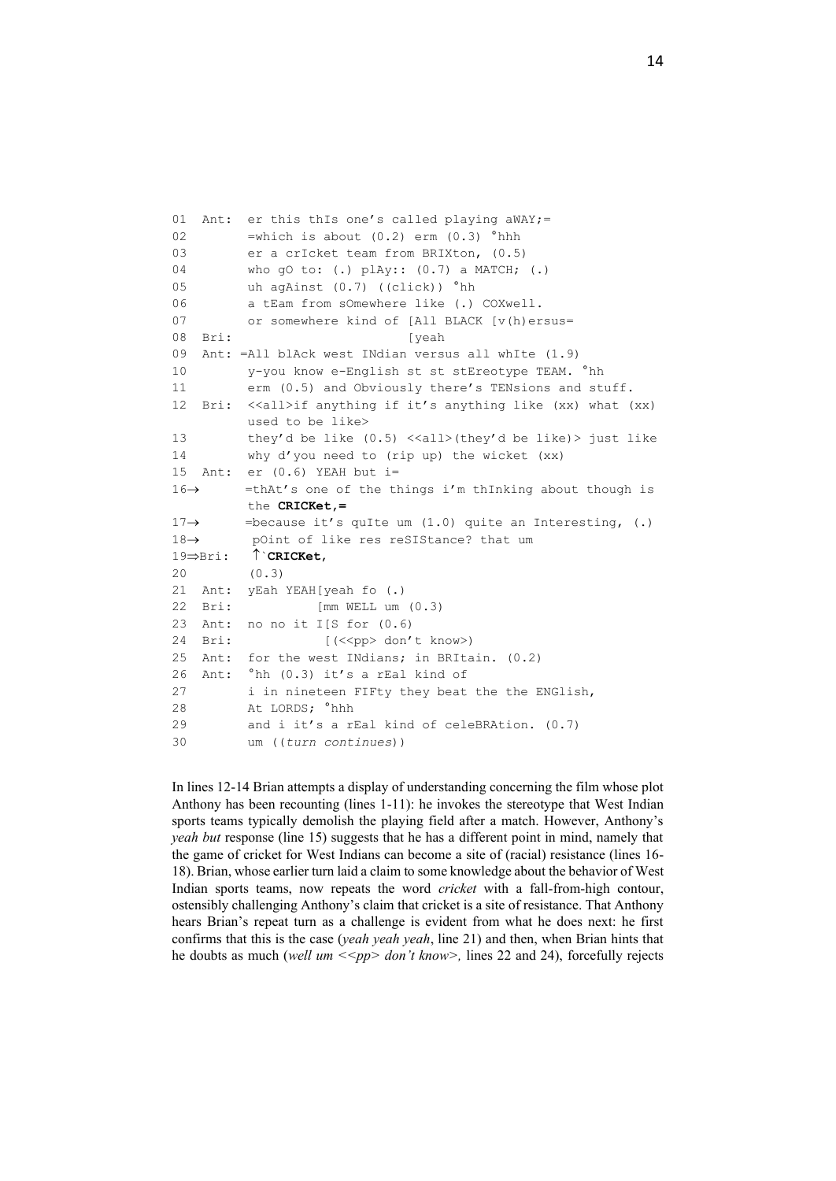```
01  Ant:  er this thIs one's called playing aWAY;=
02        =which is about (0.2) erm (0.3) °hhh
03        er a crIcket team from BRIXton, (0.5)
04        who gO to: (.) plAy:: (0.7) a MATCH; (.)
05        uh agAinst (0.7) ((click)) °hh
06        a tEam from sOmewhere like (.) COXwell.
07        or somewhere kind of [All BLACK [v(h)ersus=
08  Bri:                                [yeah
09  Ant: =All blAck west INdian versus all whIte (1.9)
10        y-you know e-English st st stEreotype TEAM. °hh
11        erm (0.5) and Obviously there's TENsions and stuff.
12  Bri:  <<all>if anything if it's anything like (xx) what (xx)
          used to be like>
13        they'd be like (0.5) <<all>(they'd be like)> just like
14        why d'you need to (rip up) the wicket (xx)
15  Ant:  er (0.6) YEAH but i=
16→       =thAt's one of the things i'm thInking about though is
          the CRICKet,=
17→       =because it's quIte um (1.0) quite an Interesting, (.)
18→        pOint of like res reSIStance? that um
19⇒Bri:   ↑`CRICKet,
20        (0.3)
21  Ant:  yEah YEAH[yeah fo (.)
22  Bri:           [mm WELL um (0.3)
23  Ant:  no no it I[S for (0.6)
24  Bri:            [(<<pp> don't know>)
25  Ant:  for the west INdians; in BRItain. (0.2)
26  Ant:  °hh (0.3) it's a rEal kind of
27        i in nineteen FIFty they beat the the ENGlish,
28        At LORDS; °hhh
29        and i it's a rEal kind of celeBRAtion. (0.7)
30        um ((turn continues))
```

In lines 12-14 Brian attempts a display of understanding concerning the film whose plot Anthony has been recounting (lines 1-11): he invokes the stereotype that West Indian sports teams typically demolish the playing field after a match. However, Anthony's *yeah but* response (line 15) suggests that he has a different point in mind, namely that the game of cricket for West Indians can become a site of (racial) resistance (lines 16-18). Brian, whose earlier turn laid a claim to some knowledge about the behavior of West Indian sports teams, now repeats the word *cricket* with a fall-from-high contour, ostensibly challenging Anthony's claim that cricket is a site of resistance. That Anthony hears Brian's repeat turn as a challenge is evident from what he does next: he first confirms that this is the case (*yeah yeah yeah*, line 21) and then, when Brian hints that he doubts as much (*well um <<pp> don't know>*, lines 22 and 24), forcefully rejects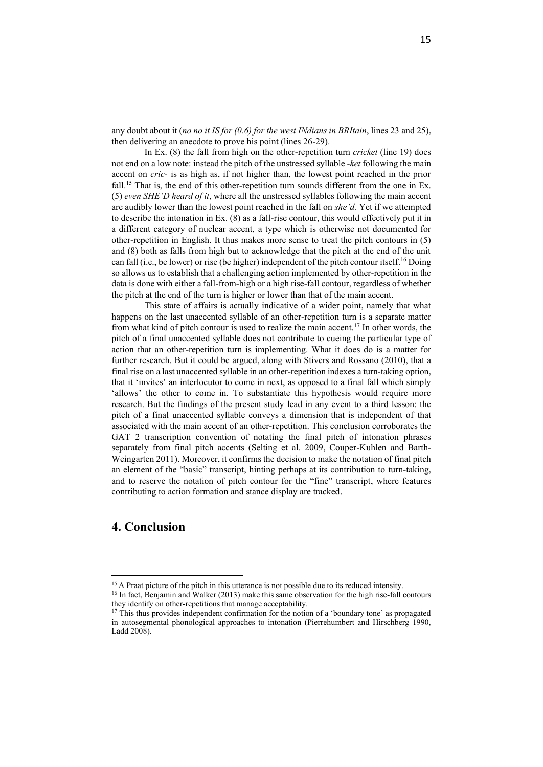any doubt about it (*no no it IS for (0.6) for the west INdians in BRItain*, lines 23 and 25), then delivering an anecdote to prove his point (lines 26-29).

In Ex. (8) the fall from high on the other-repetition turn *cricket* (line 19) does not end on a low note: instead the pitch of the unstressed syllable *-ket* following the main accent on *cric-* is as high as, if not higher than, the lowest point reached in the prior fall.[15] That is, the end of this other-repetition turn sounds different from the one in Ex. (5) *even SHE'D heard of it*, where all the unstressed syllables following the main accent are audibly lower than the lowest point reached in the fall on *she'd.* Yet if we attempted to describe the intonation in Ex. (8) as a fall-rise contour, this would effectively put it in a different category of nuclear accent, a type which is otherwise not documented for other-repetition in English. It thus makes more sense to treat the pitch contours in (5) and (8) both as falls from high but to acknowledge that the pitch at the end of the unit can fall (i.e., be lower) or rise (be higher) independent of the pitch contour itself.[16] Doing so allows us to establish that a challenging action implemented by other-repetition in the data is done with either a fall-from-high or a high rise-fall contour, regardless of whether the pitch at the end of the turn is higher or lower than that of the main accent.

This state of affairs is actually indicative of a wider point, namely that what happens on the last unaccented syllable of an other-repetition turn is a separate matter from what kind of pitch contour is used to realize the main accent.[17] In other words, the pitch of a final unaccented syllable does not contribute to cueing the particular type of action that an other-repetition turn is implementing. What it does do is a matter for further research. But it could be argued, along with Stivers and Rossano (2010), that a final rise on a last unaccented syllable in an other-repetition indexes a turn-taking option, that it 'invites' an interlocutor to come in next, as opposed to a final fall which simply 'allows' the other to come in. To substantiate this hypothesis would require more research. But the findings of the present study lead in any event to a third lesson: the pitch of a final unaccented syllable conveys a dimension that is independent of that associated with the main accent of an other-repetition. This conclusion corroborates the GAT 2 transcription convention of notating the final pitch of intonation phrases separately from final pitch accents (Selting et al. 2009, Couper-Kuhlen and Barth-Weingarten 2011). Moreover, it confirms the decision to make the notation of final pitch an element of the "basic" transcript, hinting perhaps at its contribution to turn-taking, and to reserve the notation of pitch contour for the "fine" transcript, where features contributing to action formation and stance display are tracked.

## 4. Conclusion

---

[15] A Praat picture of the pitch in this utterance is not possible due to its reduced intensity.

[16] In fact, Benjamin and Walker (2013) make this same observation for the high rise-fall contours they identify on other-repetitions that manage acceptability.

[17] This thus provides independent confirmation for the notion of a 'boundary tone' as propagated in autosegmental phonological approaches to intonation (Pierrehumbert and Hirschberg 1990, Ladd 2008).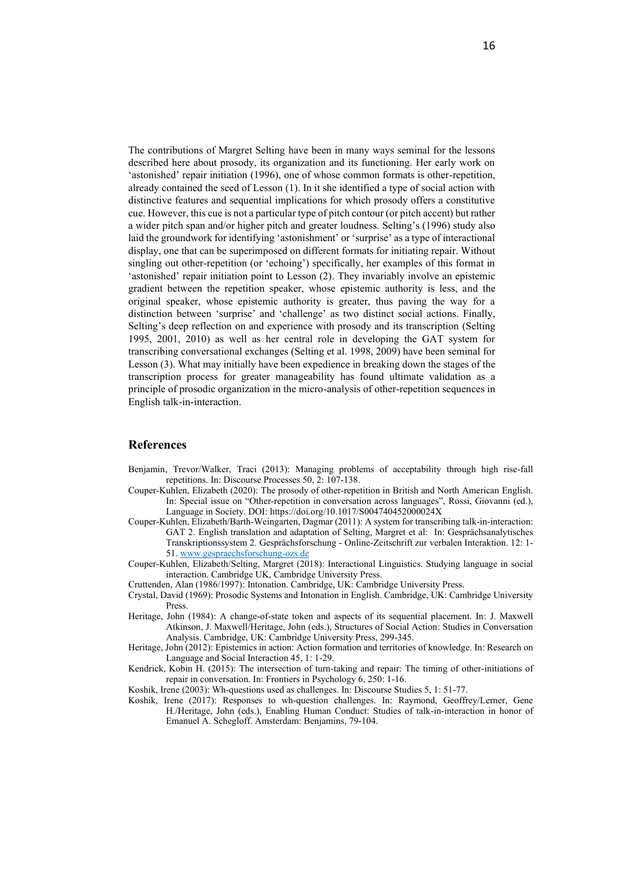The contributions of Margret Selting have been in many ways seminal for the lessons described here about prosody, its organization and its functioning. Her early work on 'astonished' repair initiation (1996), one of whose common formats is other-repetition, already contained the seed of Lesson (1). In it she identified a type of social action with distinctive features and sequential implications for which prosody offers a constitutive cue. However, this cue is not a particular type of pitch contour (or pitch accent) but rather a wider pitch span and/or higher pitch and greater loudness. Selting's (1996) study also laid the groundwork for identifying 'astonishment' or 'surprise' as a type of interactional display, one that can be superimposed on different formats for initiating repair. Without singling out other-repetition (or 'echoing') specifically, her examples of this format in 'astonished' repair initiation point to Lesson (2). They invariably involve an epistemic gradient between the repetition speaker, whose epistemic authority is less, and the original speaker, whose epistemic authority is greater, thus paving the way for a distinction between 'surprise' and 'challenge' as two distinct social actions. Finally, Selting's deep reflection on and experience with prosody and its transcription (Selting 1995, 2001, 2010) as well as her central role in developing the GAT system for transcribing conversational exchanges (Selting et al. 1998, 2009) have been seminal for Lesson (3). What may initially have been expedience in breaking down the stages of the transcription process for greater manageability has found ultimate validation as a principle of prosodic organization in the micro-analysis of other-repetition sequences in English talk-in-interaction.

## References

Benjamin, Trevor/Walker, Traci (2013): Managing problems of acceptability through high rise-fall repetitions. In: Discourse Processes 50, 2: 107-138.

Couper-Kuhlen, Elizabeth (2020): The prosody of other-repetition in British and North American English. In: Special issue on "Other-repetition in conversation across languages", Rossi, Giovanni (ed.), Language in Society. DOI: https://doi.org/10.1017/S004740452000024X

Couper-Kuhlen, Elizabeth/Barth-Weingarten, Dagmar (2011): A system for transcribing talk-in-interaction: GAT 2. English translation and adaptation of Selting, Margret et al: In: Gesprächsanalytisches Transkriptionssystem 2. Gesprächsforschung - Online-Zeitschrift zur verbalen Interaktion. 12: 1-51. www.gespraechsforschung-ozs.de

Couper-Kuhlen, Elizabeth/Selting, Margret (2018): Interactional Linguistics. Studying language in social interaction. Cambridge UK, Cambridge University Press.

Cruttenden, Alan (1986/1997): Intonation. Cambridge, UK: Cambridge University Press.

Crystal, David (1969): Prosodic Systems and Intonation in English. Cambridge, UK: Cambridge University Press.

Heritage, John (1984): A change-of-state token and aspects of its sequential placement. In: J. Maxwell Atkinson, J. Maxwell/Heritage, John (eds.), Structures of Social Action: Studies in Conversation Analysis. Cambridge, UK: Cambridge University Press, 299-345.

Heritage, John (2012): Epistemics in action: Action formation and territories of knowledge. In: Research on Language and Social Interaction 45, 1: 1-29.

Kendrick, Kobin H. (2015): The intersection of turn-taking and repair: The timing of other-initiations of repair in conversation. In: Frontiers in Psychology 6, 250: 1-16.

Koshik, Irene (2003): Wh-questions used as challenges. In: Discourse Studies 5, 1: 51-77.

Koshik, Irene (2017): Responses to wh-question challenges. In: Raymond, Geoffrey/Lerner, Gene H./Heritage, John (eds.), Enabling Human Conduct: Studies of talk-in-interaction in honor of Emanuel A. Schegloff. Amsterdam: Benjamins, 79-104.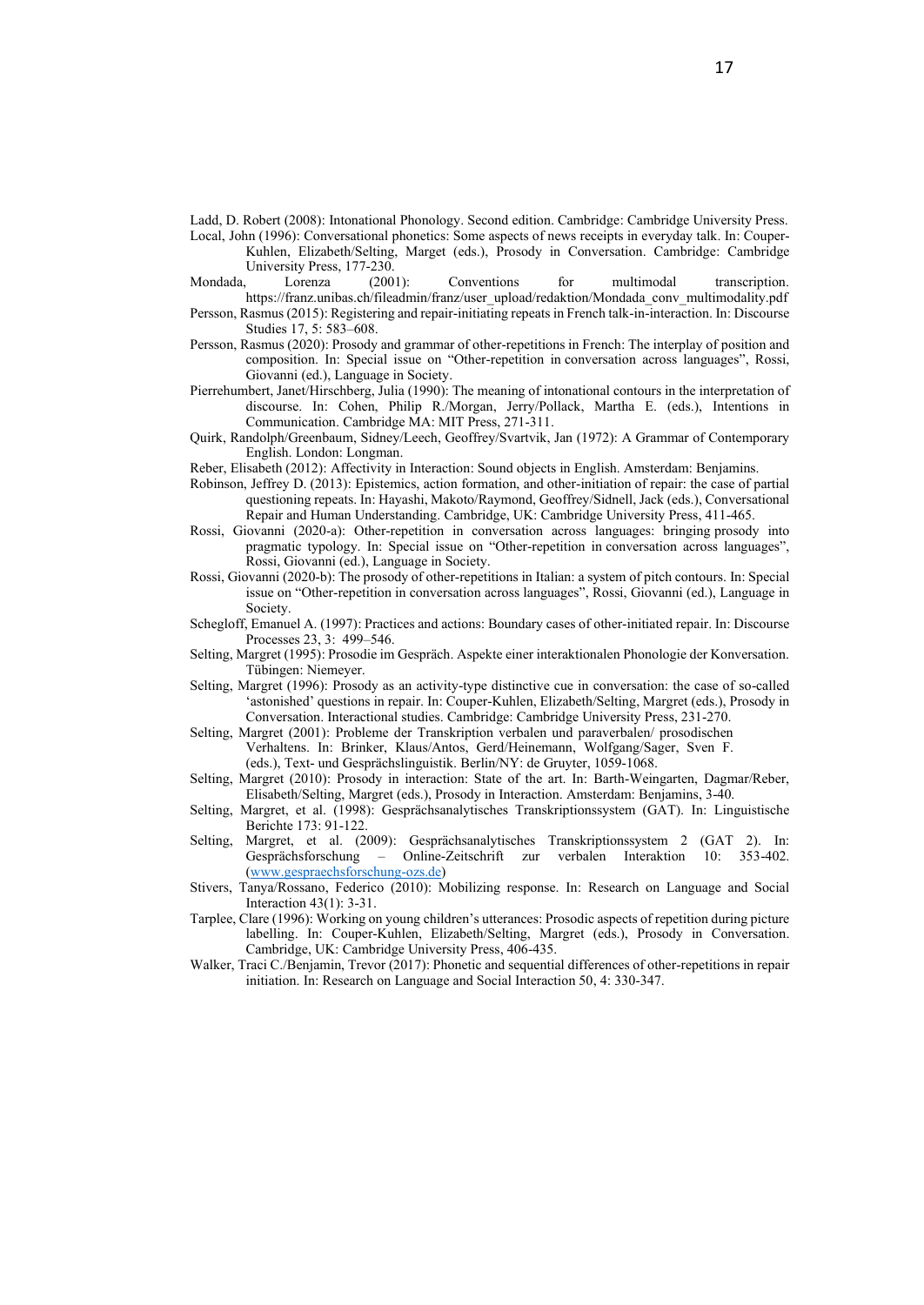Ladd, D. Robert (2008): Intonational Phonology. Second edition. Cambridge: Cambridge University Press.

Local, John (1996): Conversational phonetics: Some aspects of news receipts in everyday talk. In: Couper-Kuhlen, Elizabeth/Selting, Marget (eds.), Prosody in Conversation. Cambridge: Cambridge University Press, 177-230.

Mondada, Lorenza (2001): Conventions for multimodal transcription. https://franz.unibas.ch/fileadmin/franz/user_upload/redaktion/Mondada_conv_multimodality.pdf

Persson, Rasmus (2015): Registering and repair-initiating repeats in French talk-in-interaction. In: Discourse Studies 17, 5: 583–608.

Persson, Rasmus (2020): Prosody and grammar of other-repetitions in French: The interplay of position and composition. In: Special issue on "Other-repetition in conversation across languages", Rossi, Giovanni (ed.), Language in Society.

Pierrehumbert, Janet/Hirschberg, Julia (1990): The meaning of intonational contours in the interpretation of discourse. In: Cohen, Philip R./Morgan, Jerry/Pollack, Martha E. (eds.), Intentions in Communication. Cambridge MA: MIT Press, 271-311.

Quirk, Randolph/Greenbaum, Sidney/Leech, Geoffrey/Svartvik, Jan (1972): A Grammar of Contemporary English. London: Longman.

Reber, Elisabeth (2012): Affectivity in Interaction: Sound objects in English. Amsterdam: Benjamins.

Robinson, Jeffrey D. (2013): Epistemics, action formation, and other-initiation of repair: the case of partial questioning repeats. In: Hayashi, Makoto/Raymond, Geoffrey/Sidnell, Jack (eds.), Conversational Repair and Human Understanding. Cambridge, UK: Cambridge University Press, 411-465.

Rossi, Giovanni (2020-a): Other-repetition in conversation across languages: bringing prosody into pragmatic typology. In: Special issue on "Other-repetition in conversation across languages", Rossi, Giovanni (ed.), Language in Society.

Rossi, Giovanni (2020-b): The prosody of other-repetitions in Italian: a system of pitch contours. In: Special issue on "Other-repetition in conversation across languages", Rossi, Giovanni (ed.), Language in Society.

Schegloff, Emanuel A. (1997): Practices and actions: Boundary cases of other-initiated repair. In: Discourse Processes 23, 3: 499–546.

Selting, Margret (1995): Prosodie im Gespräch. Aspekte einer interaktionalen Phonologie der Konversation. Tübingen: Niemeyer.

Selting, Margret (1996): Prosody as an activity-type distinctive cue in conversation: the case of so-called 'astonished' questions in repair. In: Couper-Kuhlen, Elizabeth/Selting, Margret (eds.), Prosody in Conversation. Interactional studies. Cambridge: Cambridge University Press, 231-270.

Selting, Margret (2001): Probleme der Transkription verbalen und paraverbalen/ prosodischen Verhaltens. In: Brinker, Klaus/Antos, Gerd/Heinemann, Wolfgang/Sager, Sven F. (eds.), Text- und Gesprächslinguistik. Berlin/NY: de Gruyter, 1059-1068.

Selting, Margret (2010): Prosody in interaction: State of the art. In: Barth-Weingarten, Dagmar/Reber, Elisabeth/Selting, Margret (eds.), Prosody in Interaction. Amsterdam: Benjamins, 3-40.

Selting, Margret, et al. (1998): Gesprächsanalytisches Transkriptionssystem (GAT). In: Linguistische Berichte 173: 91-122.

Selting, Margret, et al. (2009): Gesprächsanalytisches Transkriptionssystem 2 (GAT 2). In: Gesprächsforschung – Online-Zeitschrift zur verbalen Interaktion 10: 353-402. (www.gespraechsforschung-ozs.de)

Stivers, Tanya/Rossano, Federico (2010): Mobilizing response. In: Research on Language and Social Interaction 43(1): 3-31.

Tarplee, Clare (1996): Working on young children's utterances: Prosodic aspects of repetition during picture labelling. In: Couper-Kuhlen, Elizabeth/Selting, Margret (eds.), Prosody in Conversation. Cambridge, UK: Cambridge University Press, 406-435.

Walker, Traci C./Benjamin, Trevor (2017): Phonetic and sequential differences of other-repetitions in repair initiation. In: Research on Language and Social Interaction 50, 4: 330-347.